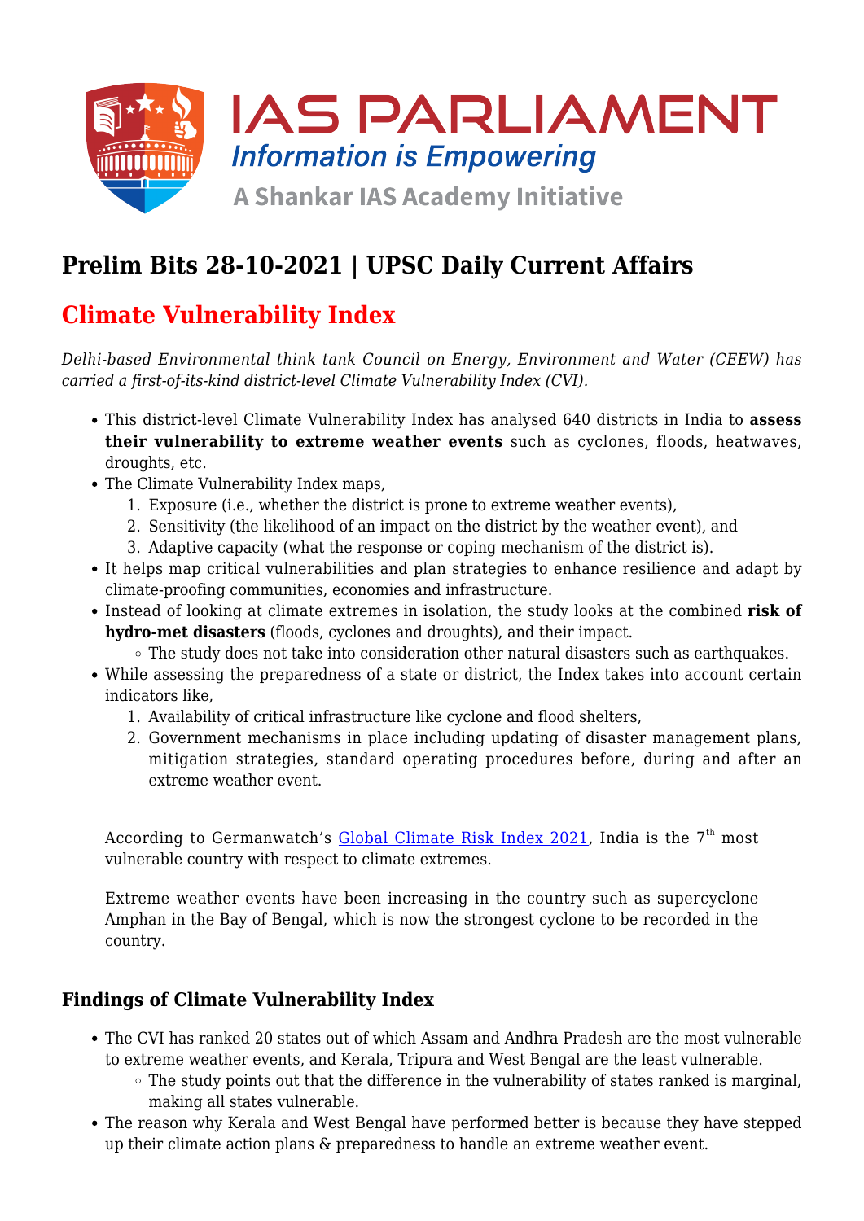# Prelim Bits 28-10-2021 | UPSC Daily Current Affairs

## Climate Vulnerability Index

*Delhi-based Environmental think tank Council on Energy, Environment and Water (CEEW) has carried a first-of-its-kind district-level Climate Vulnerability Index (CVI).*

- This district-level Climate Vulnerability Index has analysed 640 districts in India to **assess their vulnerability to extreme weather events** such as cyclones, floods, heatwaves, droughts, etc.
- The Climate Vulnerability Index maps,
  1. Exposure (i.e., whether the district is prone to extreme weather events),
  2. Sensitivity (the likelihood of an impact on the district by the weather event), and
  3. Adaptive capacity (what the response or coping mechanism of the district is).
- It helps map critical vulnerabilities and plan strategies to enhance resilience and adapt by climate-proofing communities, economies and infrastructure.
- Instead of looking at climate extremes in isolation, the study looks at the combined **risk of hydro-met disasters** (floods, cyclones and droughts), and their impact.
  - The study does not take into consideration other natural disasters such as earthquakes.
- While assessing the preparedness of a state or district, the Index takes into account certain indicators like,
  1. Availability of critical infrastructure like cyclone and flood shelters,
  2. Government mechanisms in place including updating of disaster management plans, mitigation strategies, standard operating procedures before, during and after an extreme weather event.

According to Germanwatch's Global Climate Risk Index 2021, India is the 7th most vulnerable country with respect to climate extremes.

Extreme weather events have been increasing in the country such as supercyclone Amphan in the Bay of Bengal, which is now the strongest cyclone to be recorded in the country.

### Findings of Climate Vulnerability Index

- The CVI has ranked 20 states out of which Assam and Andhra Pradesh are the most vulnerable to extreme weather events, and Kerala, Tripura and West Bengal are the least vulnerable.
  - The study points out that the difference in the vulnerability of states ranked is marginal, making all states vulnerable.
- The reason why Kerala and West Bengal have performed better is because they have stepped up their climate action plans & preparedness to handle an extreme weather event.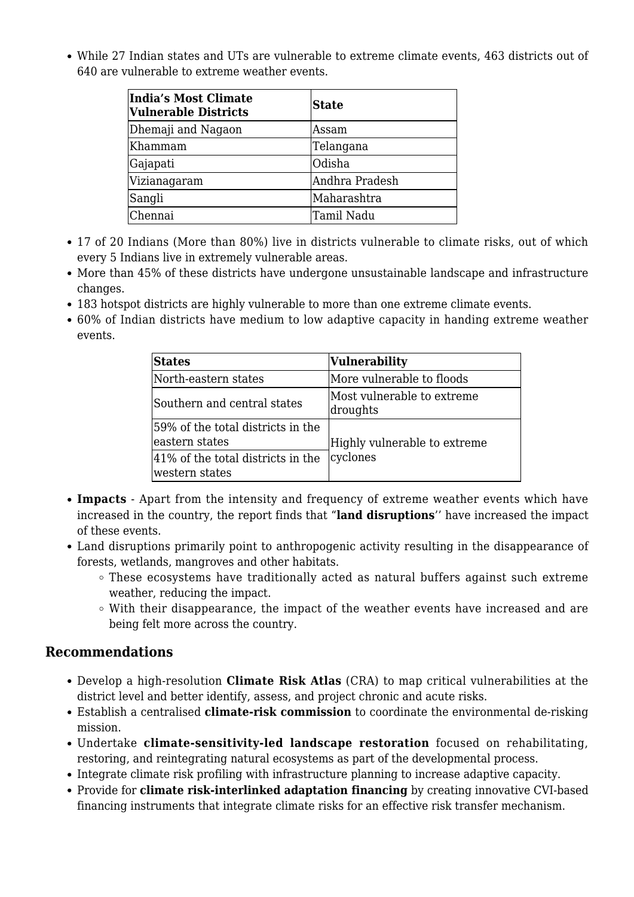- While 27 Indian states and UTs are vulnerable to extreme climate events, 463 districts out of 640 are vulnerable to extreme weather events.

| India's Most Climate Vulnerable Districts | State |
|---|---|
| Dhemaji and Nagaon | Assam |
| Khammam | Telangana |
| Gajapati | Odisha |
| Vizianagaram | Andhra Pradesh |
| Sangli | Maharashtra |
| Chennai | Tamil Nadu |

- 17 of 20 Indians (More than 80%) live in districts vulnerable to climate risks, out of which every 5 Indians live in extremely vulnerable areas.
- More than 45% of these districts have undergone unsustainable landscape and infrastructure changes.
- 183 hotspot districts are highly vulnerable to more than one extreme climate events.
- 60% of Indian districts have medium to low adaptive capacity in handing extreme weather events.

| States | Vulnerability |
|---|---|
| North-eastern states | More vulnerable to floods |
| Southern and central states | Most vulnerable to extreme droughts |
| 59% of the total districts in the eastern states | Highly vulnerable to extreme cyclones |
| 41% of the total districts in the western states | |

- **Impacts** - Apart from the intensity and frequency of extreme weather events which have increased in the country, the report finds that "**land disruptions**'' have increased the impact of these events.
- Land disruptions primarily point to anthropogenic activity resulting in the disappearance of forests, wetlands, mangroves and other habitats.
  - These ecosystems have traditionally acted as natural buffers against such extreme weather, reducing the impact.
  - With their disappearance, the impact of the weather events have increased and are being felt more across the country.

## Recommendations

- Develop a high-resolution **Climate Risk Atlas** (CRA) to map critical vulnerabilities at the district level and better identify, assess, and project chronic and acute risks.
- Establish a centralised **climate-risk commission** to coordinate the environmental de-risking mission.
- Undertake **climate-sensitivity-led landscape restoration** focused on rehabilitating, restoring, and reintegrating natural ecosystems as part of the developmental process.
- Integrate climate risk profiling with infrastructure planning to increase adaptive capacity.
- Provide for **climate risk-interlinked adaptation financing** by creating innovative CVI-based financing instruments that integrate climate risks for an effective risk transfer mechanism.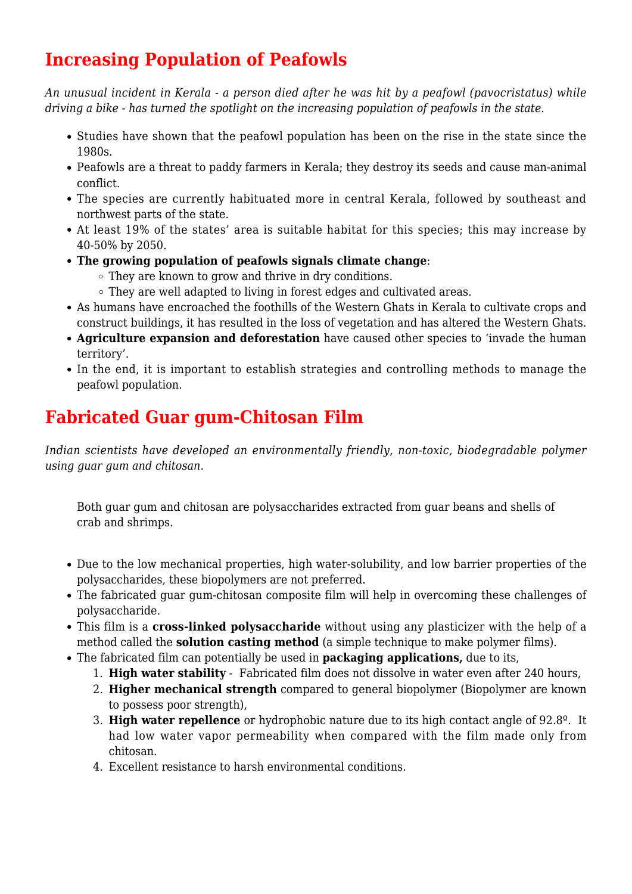# Increasing Population of Peafowls

*An unusual incident in Kerala - a person died after he was hit by a peafowl (pavocristatus) while driving a bike - has turned the spotlight on the increasing population of peafowls in the state.*

- Studies have shown that the peafowl population has been on the rise in the state since the 1980s.
- Peafowls are a threat to paddy farmers in Kerala; they destroy its seeds and cause man-animal conflict.
- The species are currently habituated more in central Kerala, followed by southeast and northwest parts of the state.
- At least 19% of the states' area is suitable habitat for this species; this may increase by 40-50% by 2050.
- **The growing population of peafowls signals climate change**:
    - They are known to grow and thrive in dry conditions.
    - They are well adapted to living in forest edges and cultivated areas.
- As humans have encroached the foothills of the Western Ghats in Kerala to cultivate crops and construct buildings, it has resulted in the loss of vegetation and has altered the Western Ghats.
- **Agriculture expansion and deforestation** have caused other species to 'invade the human territory'.
- In the end, it is important to establish strategies and controlling methods to manage the peafowl population.

# Fabricated Guar gum-Chitosan Film

*Indian scientists have developed an environmentally friendly, non-toxic, biodegradable polymer using guar gum and chitosan.*

> Both guar gum and chitosan are polysaccharides extracted from guar beans and shells of crab and shrimps.

- Due to the low mechanical properties, high water-solubility, and low barrier properties of the polysaccharides, these biopolymers are not preferred.
- The fabricated guar gum-chitosan composite film will help in overcoming these challenges of polysaccharide.
- This film is a **cross-linked polysaccharide** without using any plasticizer with the help of a method called the **solution casting method** (a simple technique to make polymer films).
- The fabricated film can potentially be used in **packaging applications,** due to its,
    1. **High water stability** - Fabricated film does not dissolve in water even after 240 hours,
    2. **Higher mechanical strength** compared to general biopolymer (Biopolymer are known to possess poor strength),
    3. **High water repellence** or hydrophobic nature due to its high contact angle of 92.8º. It had low water vapor permeability when compared with the film made only from chitosan.
    4. Excellent resistance to harsh environmental conditions.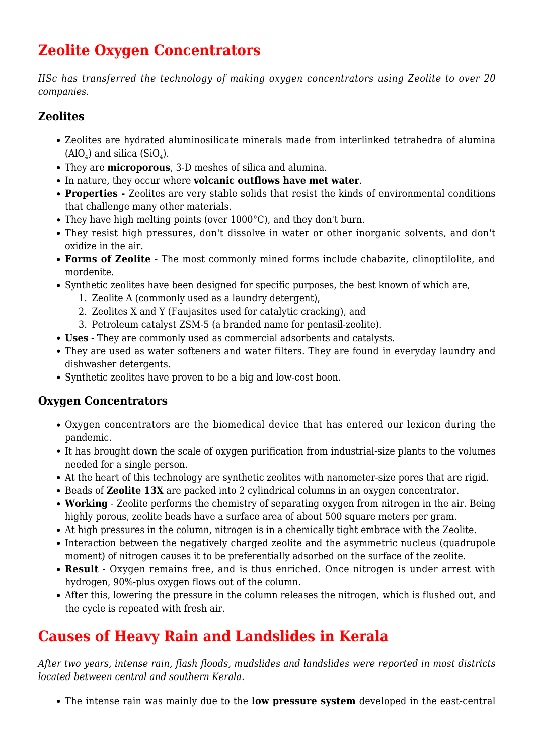# Zeolite Oxygen Concentrators

*IISc has transferred the technology of making oxygen concentrators using Zeolite to over 20 companies.*

## Zeolites

- Zeolites are hydrated aluminosilicate minerals made from interlinked tetrahedra of alumina ($AlO_4$) and silica ($SiO_4$).
- They are **microporous**, 3-D meshes of silica and alumina.
- In nature, they occur where **volcanic outflows have met water**.
- **Properties -** Zeolites are very stable solids that resist the kinds of environmental conditions that challenge many other materials.
- They have high melting points (over 1000°C), and they don't burn.
- They resist high pressures, don't dissolve in water or other inorganic solvents, and don't oxidize in the air.
- **Forms of Zeolite** - The most commonly mined forms include chabazite, clinoptilolite, and mordenite.
- Synthetic zeolites have been designed for specific purposes, the best known of which are,
  1. Zeolite A (commonly used as a laundry detergent),
  2. Zeolites X and Y (Faujasites used for catalytic cracking), and
  3. Petroleum catalyst ZSM-5 (a branded name for pentasil-zeolite).
- **Uses** - They are commonly used as commercial adsorbents and catalysts.
- They are used as water softeners and water filters. They are found in everyday laundry and dishwasher detergents.
- Synthetic zeolites have proven to be a big and low-cost boon.

## Oxygen Concentrators

- Oxygen concentrators are the biomedical device that has entered our lexicon during the pandemic.
- It has brought down the scale of oxygen purification from industrial-size plants to the volumes needed for a single person.
- At the heart of this technology are synthetic zeolites with nanometer-size pores that are rigid.
- Beads of **Zeolite 13X** are packed into 2 cylindrical columns in an oxygen concentrator.
- **Working** - Zeolite performs the chemistry of separating oxygen from nitrogen in the air. Being highly porous, zeolite beads have a surface area of about 500 square meters per gram.
- At high pressures in the column, nitrogen is in a chemically tight embrace with the Zeolite.
- Interaction between the negatively charged zeolite and the asymmetric nucleus (quadrupole moment) of nitrogen causes it to be preferentially adsorbed on the surface of the zeolite.
- **Result** - Oxygen remains free, and is thus enriched. Once nitrogen is under arrest with hydrogen, 90%-plus oxygen flows out of the column.
- After this, lowering the pressure in the column releases the nitrogen, which is flushed out, and the cycle is repeated with fresh air.

# Causes of Heavy Rain and Landslides in Kerala

*After two years, intense rain, flash floods, mudslides and landslides were reported in most districts located between central and southern Kerala.*

- The intense rain was mainly due to the **low pressure system** developed in the east-central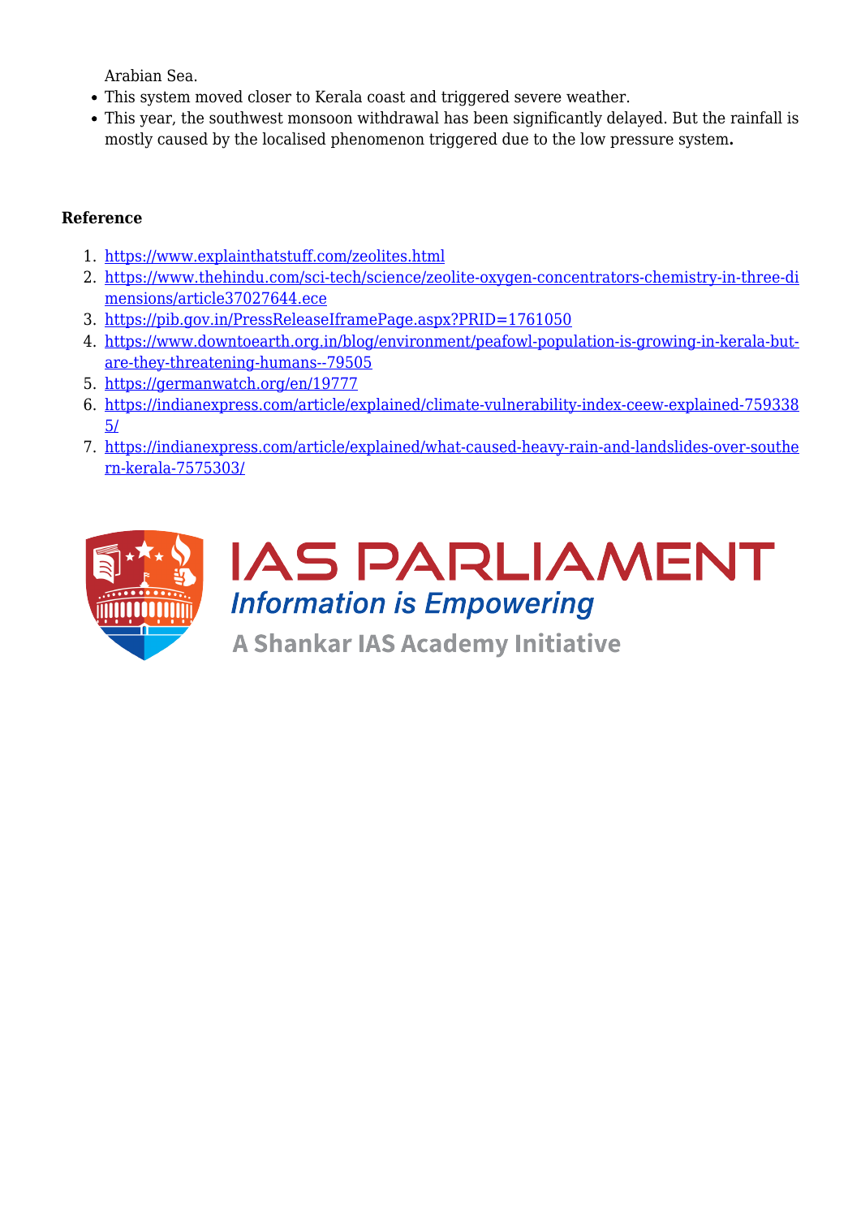Arabian Sea.

- This system moved closer to Kerala coast and triggered severe weather.
- This year, the southwest monsoon withdrawal has been significantly delayed. But the rainfall is mostly caused by the localised phenomenon triggered due to the low pressure system**.**

**Reference**

1. https://www.explainthatstuff.com/zeolites.html
2. https://www.thehindu.com/sci-tech/science/zeolite-oxygen-concentrators-chemistry-in-three-dimensions/article37027644.ece
3. https://pib.gov.in/PressReleaseIframePage.aspx?PRID=1761050
4. https://www.downtoearth.org.in/blog/environment/peafowl-population-is-growing-in-kerala-but-are-they-threatening-humans--79505
5. https://germanwatch.org/en/19777
6. https://indianexpress.com/article/explained/climate-vulnerability-index-ceew-explained-7593385/
7. https://indianexpress.com/article/explained/what-caused-heavy-rain-and-landslides-over-southern-kerala-7575303/

IAS PARLIAMENT

*Information is Empowering*

A Shankar IAS Academy Initiative